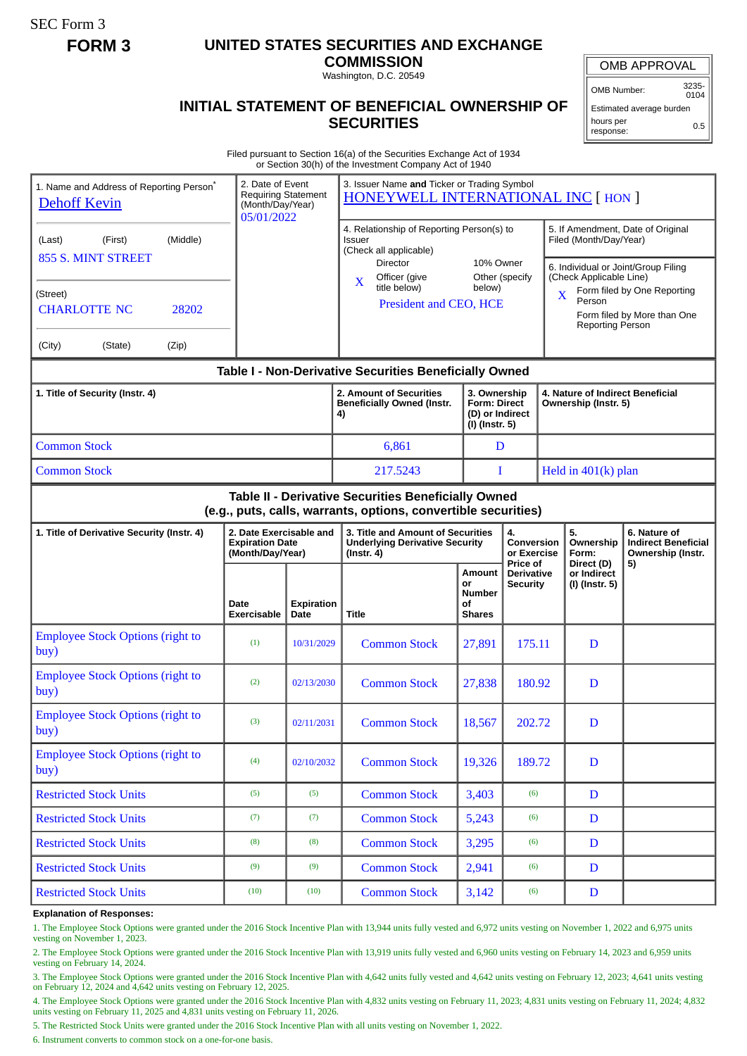SEC Form 3

**FORM 3**

# UNITED STATES SECURITIES AND EXCHANGE COMMISSION

Washington, D.C. 20549

## INITIAL STATEMENT OF BENEFICIAL OWNERSHIP OF SECURITIES

| OMB APPROVAL | |
|---|---|
| OMB Number: | 3235-0104 |
| Estimated average burden | |
| hours per response: | 0.5 |

Filed pursuant to Section 16(a) of the Securities Exchange Act of 1934
or Section 30(h) of the Investment Company Act of 1940

1. Name and Address of Reporting Person*
Dehoff Kevin

(Last) (First) (Middle)
855 S. MINT STREET

(Street)
CHARLOTTE NC 28202

(City) (State) (Zip)

2. Date of Event Requiring Statement (Month/Day/Year)
05/01/2022

3. Issuer Name **and** Ticker or Trading Symbol
HONEYWELL INTERNATIONAL INC [ HON ]

4. Relationship of Reporting Person(s) to Issuer
(Check all applicable)
Director
10% Owner
X Officer (give title below)
Other (specify below)
President and CEO, HCE

5. If Amendment, Date of Original Filed (Month/Day/Year)

6. Individual or Joint/Group Filing (Check Applicable Line)
X Form filed by One Reporting Person
Form filed by More than One Reporting Person

**Table I - Non-Derivative Securities Beneficially Owned**

| 1. Title of Security (Instr. 4) | 2. Amount of Securities Beneficially Owned (Instr. 4) | 3. Ownership Form: Direct (D) or Indirect (I) (Instr. 5) | 4. Nature of Indirect Beneficial Ownership (Instr. 5) |
|---|---|---|---|
| Common Stock | 6,861 | D | |
| Common Stock | 217.5243 | I | Held in 401(k) plan |

**Table II - Derivative Securities Beneficially Owned (e.g., puts, calls, warrants, options, convertible securities)**

| 1. Title of Derivative Security (Instr. 4) | 2. Date Exercisable and Expiration Date (Month/Day/Year) | | 3. Title and Amount of Securities Underlying Derivative Security (Instr. 4) | | 4. Conversion or Exercise Price of Derivative Security | 5. Ownership Form: Direct (D) or Indirect (I) (Instr. 5) | 6. Nature of Indirect Beneficial Ownership (Instr. 5) |
|---|---|---|---|---|---|---|---|
| | Date Exercisable | Expiration Date | Title | Amount or Number of Shares | | | |
| Employee Stock Options (right to buy) | (1) | 10/31/2029 | Common Stock | 27,891 | 175.11 | D | |
| Employee Stock Options (right to buy) | (2) | 02/13/2030 | Common Stock | 27,838 | 180.92 | D | |
| Employee Stock Options (right to buy) | (3) | 02/11/2031 | Common Stock | 18,567 | 202.72 | D | |
| Employee Stock Options (right to buy) | (4) | 02/10/2032 | Common Stock | 19,326 | 189.72 | D | |
| Restricted Stock Units | (5) | (5) | Common Stock | 3,403 | (6) | D | |
| Restricted Stock Units | (7) | (7) | Common Stock | 5,243 | (6) | D | |
| Restricted Stock Units | (8) | (8) | Common Stock | 3,295 | (6) | D | |
| Restricted Stock Units | (9) | (9) | Common Stock | 2,941 | (6) | D | |
| Restricted Stock Units | (10) | (10) | Common Stock | 3,142 | (6) | D | |

**Explanation of Responses:**

1. The Employee Stock Options were granted under the 2016 Stock Incentive Plan with 13,944 units fully vested and 6,972 units vesting on November 1, 2022 and 6,975 units vesting on November 1, 2023.
2. The Employee Stock Options were granted under the 2016 Stock Incentive Plan with 13,919 units fully vested and 6,960 units vesting on February 14, 2023 and 6,959 units vesting on February 14, 2024.
3. The Employee Stock Options were granted under the 2016 Stock Incentive Plan with 4,642 units fully vested and 4,642 units vesting on February 12, 2023; 4,641 units vesting on February 12, 2024 and 4,642 units vesting on February 12, 2025.
4. The Employee Stock Options were granted under the 2016 Stock Incentive Plan with 4,832 units vesting on February 11, 2023; 4,831 units vesting on February 11, 2024; 4,832 units vesting on February 11, 2025 and 4,831 units vesting on February 11, 2026.
5. The Restricted Stock Units were granted under the 2016 Stock Incentive Plan with all units vesting on November 1, 2022.
6. Instrument converts to common stock on a one-for-one basis.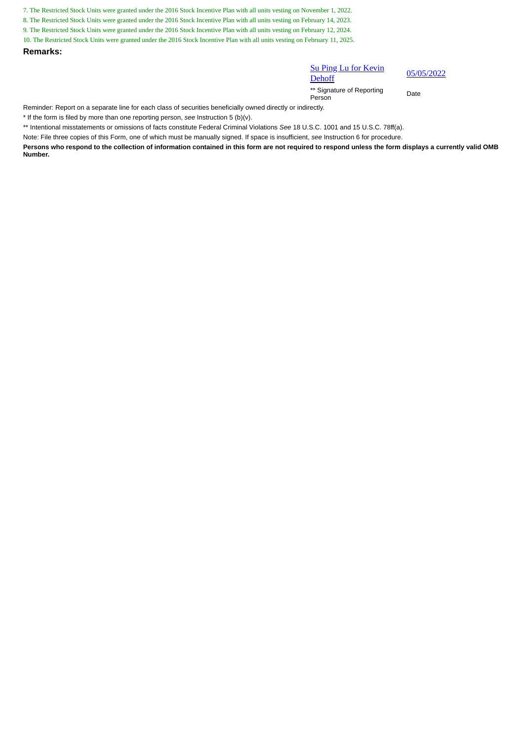7. The Restricted Stock Units were granted under the 2016 Stock Incentive Plan with all units vesting on November 1, 2022.

8. The Restricted Stock Units were granted under the 2016 Stock Incentive Plan with all units vesting on February 14, 2023.

9. The Restricted Stock Units were granted under the 2016 Stock Incentive Plan with all units vesting on February 12, 2024.

10. The Restricted Stock Units were granted under the 2016 Stock Incentive Plan with all units vesting on February 11, 2025.

## Remarks:

| Su Ping Lu for Kevin Dehoff | 05/05/2022 |
|---|---|
| ** Signature of Reporting Person | Date |

Reminder: Report on a separate line for each class of securities beneficially owned directly or indirectly.

* If the form is filed by more than one reporting person, *see* Instruction 5 (b)(v).

** Intentional misstatements or omissions of facts constitute Federal Criminal Violations *See* 18 U.S.C. 1001 and 15 U.S.C. 78ff(a).

Note: File three copies of this Form, one of which must be manually signed. If space is insufficient, *see* Instruction 6 for procedure.

**Persons who respond to the collection of information contained in this form are not required to respond unless the form displays a currently valid OMB Number.**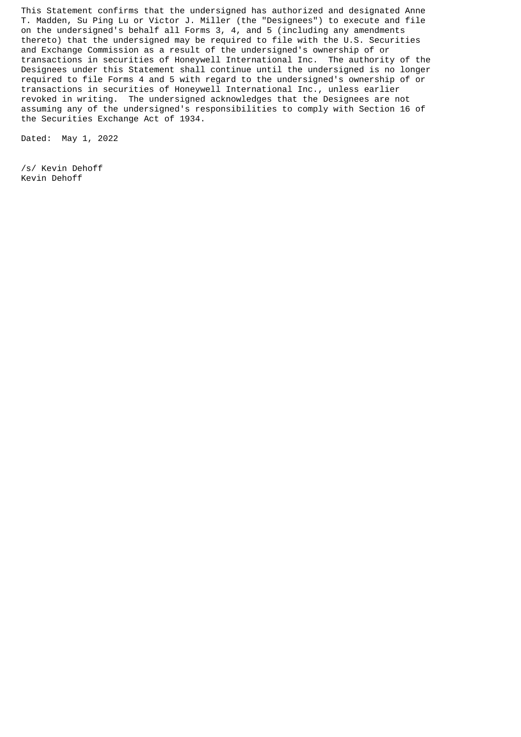This Statement confirms that the undersigned has authorized and designated Anne T. Madden, Su Ping Lu or Victor J. Miller (the "Designees") to execute and file on the undersigned's behalf all Forms 3, 4, and 5 (including any amendments thereto) that the undersigned may be required to file with the U.S. Securities and Exchange Commission as a result of the undersigned's ownership of or transactions in securities of Honeywell International Inc. The authority of the Designees under this Statement shall continue until the undersigned is no longer required to file Forms 4 and 5 with regard to the undersigned's ownership of or transactions in securities of Honeywell International Inc., unless earlier revoked in writing. The undersigned acknowledges that the Designees are not assuming any of the undersigned's responsibilities to comply with Section 16 of the Securities Exchange Act of 1934.

Dated: May 1, 2022

/s/ Kevin Dehoff
Kevin Dehoff